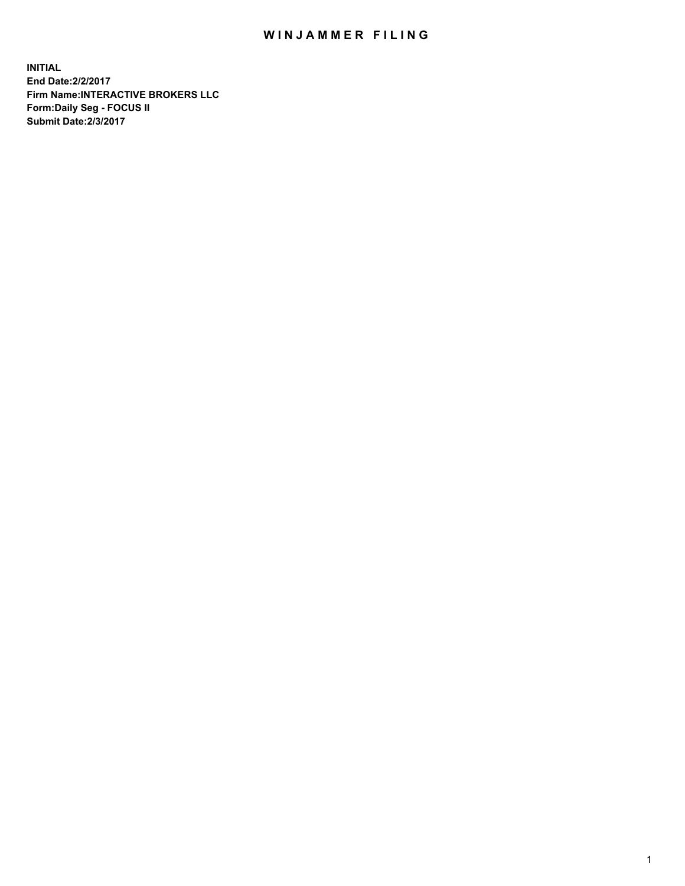# WINJAMMER FILING

**INITIAL**
**End Date:2/2/2017**
**Firm Name:INTERACTIVE BROKERS LLC**
**Form:Daily Seg - FOCUS II**
**Submit Date:2/3/2017**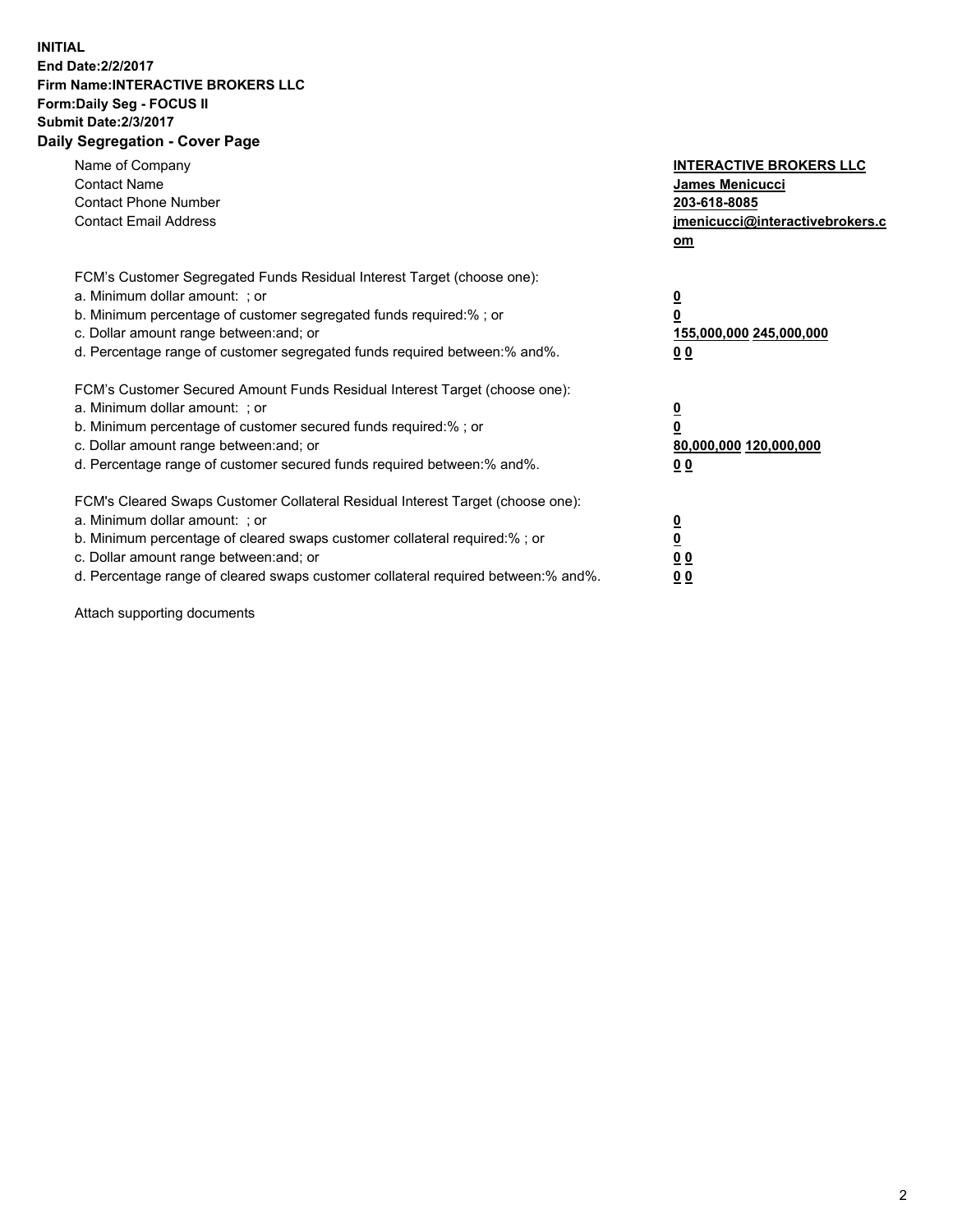**INITIAL**
**End Date:2/2/2017**
**Firm Name:INTERACTIVE BROKERS LLC**
**Form:Daily Seg - FOCUS II**
**Submit Date:2/3/2017**

## Daily Segregation - Cover Page

| | |
|---|---|
| Name of Company | **INTERACTIVE BROKERS LLC** |
| Contact Name | **James Menicucci** |
| Contact Phone Number | **203-618-8085** |
| Contact Email Address | **jmenicucci@interactivebrokers.com** |

| | |
|---|---|
| FCM's Customer Segregated Funds Residual Interest Target (choose one): | |
| a. Minimum dollar amount: ; or | **0** |
| b. Minimum percentage of customer segregated funds required:% ; or | **0** |
| c. Dollar amount range between:and; or | **155,000,000 245,000,000** |
| d. Percentage range of customer segregated funds required between:% and%. | **0 0** |
| FCM's Customer Secured Amount Funds Residual Interest Target (choose one): | |
| a. Minimum dollar amount: ; or | **0** |
| b. Minimum percentage of customer secured funds required:% ; or | **0** |
| c. Dollar amount range between:and; or | **80,000,000 120,000,000** |
| d. Percentage range of customer secured funds required between:% and%. | **0 0** |
| FCM's Cleared Swaps Customer Collateral Residual Interest Target (choose one): | |
| a. Minimum dollar amount: ; or | **0** |
| b. Minimum percentage of cleared swaps customer collateral required:% ; or | **0** |
| c. Dollar amount range between:and; or | **0 0** |
| d. Percentage range of cleared swaps customer collateral required between:% and%. | **0 0** |

Attach supporting documents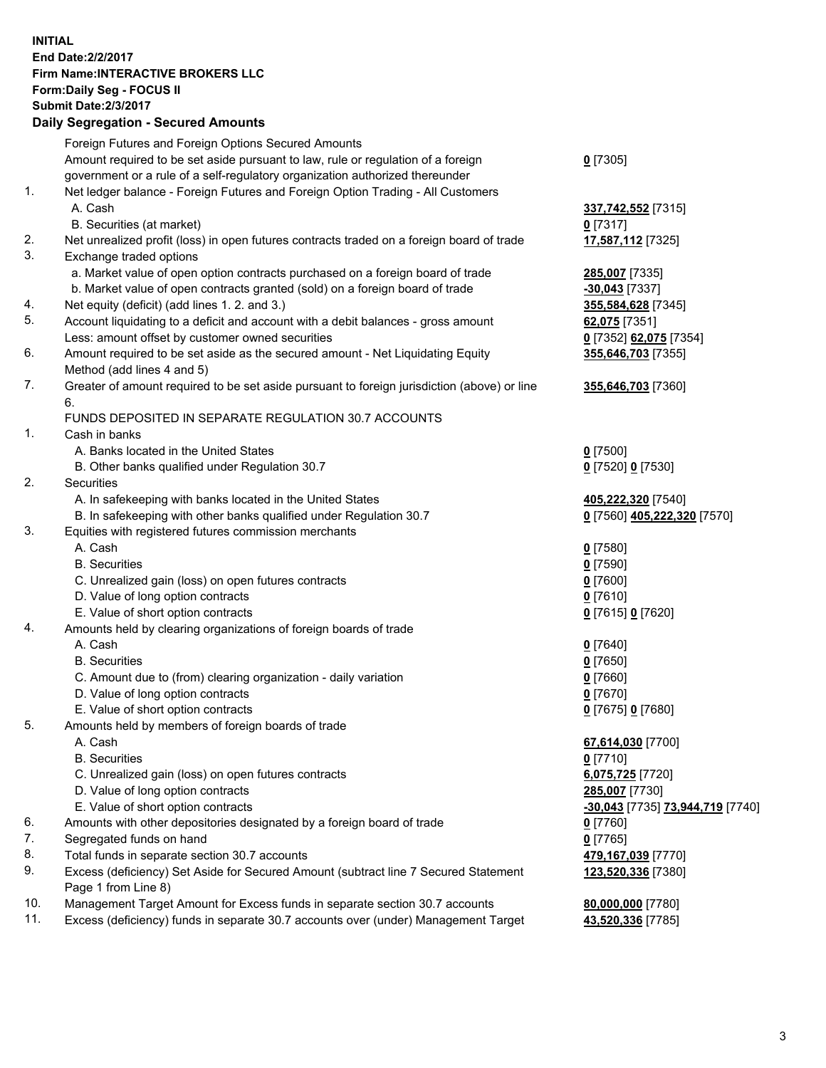**INITIAL**
**End Date:2/2/2017**
**Firm Name:INTERACTIVE BROKERS LLC**
**Form:Daily Seg - FOCUS II**
**Submit Date:2/3/2017**

**Daily Segregation - Secured Amounts**

| | | |
|---|---|---|
| | Foreign Futures and Foreign Options Secured Amounts | |
| | Amount required to be set aside pursuant to law, rule or regulation of a foreign government or a rule of a self-regulatory organization authorized thereunder | **0** [7305] |
| 1. | Net ledger balance - Foreign Futures and Foreign Option Trading - All Customers | |
| | A. Cash | **337,742,552** [7315] |
| | B. Securities (at market) | **0** [7317] |
| 2. | Net unrealized profit (loss) in open futures contracts traded on a foreign board of trade | **17,587,112** [7325] |
| 3. | Exchange traded options | |
| | a. Market value of open option contracts purchased on a foreign board of trade | **285,007** [7335] |
| | b. Market value of open contracts granted (sold) on a foreign board of trade | **-30,043** [7337] |
| 4. | Net equity (deficit) (add lines 1. 2. and 3.) | **355,584,628** [7345] |
| 5. | Account liquidating to a deficit and account with a debit balances - gross amount | **62,075** [7351] |
| | Less: amount offset by customer owned securities | **0** [7352] **62,075** [7354] |
| 6. | Amount required to be set aside as the secured amount - Net Liquidating Equity Method (add lines 4 and 5) | **355,646,703** [7355] |
| 7. | Greater of amount required to be set aside pursuant to foreign jurisdiction (above) or line 6. | **355,646,703** [7360] |
| | FUNDS DEPOSITED IN SEPARATE REGULATION 30.7 ACCOUNTS | |
| 1. | Cash in banks | |
| | A. Banks located in the United States | **0** [7500] |
| | B. Other banks qualified under Regulation 30.7 | **0** [7520] **0** [7530] |
| 2. | Securities | |
| | A. In safekeeping with banks located in the United States | **405,222,320** [7540] |
| | B. In safekeeping with other banks qualified under Regulation 30.7 | **0** [7560] **405,222,320** [7570] |
| 3. | Equities with registered futures commission merchants | |
| | A. Cash | **0** [7580] |
| | B. Securities | **0** [7590] |
| | C. Unrealized gain (loss) on open futures contracts | **0** [7600] |
| | D. Value of long option contracts | **0** [7610] |
| | E. Value of short option contracts | **0** [7615] **0** [7620] |
| 4. | Amounts held by clearing organizations of foreign boards of trade | |
| | A. Cash | **0** [7640] |
| | B. Securities | **0** [7650] |
| | C. Amount due to (from) clearing organization - daily variation | **0** [7660] |
| | D. Value of long option contracts | **0** [7670] |
| | E. Value of short option contracts | **0** [7675] **0** [7680] |
| 5. | Amounts held by members of foreign boards of trade | |
| | A. Cash | **67,614,030** [7700] |
| | B. Securities | **0** [7710] |
| | C. Unrealized gain (loss) on open futures contracts | **6,075,725** [7720] |
| | D. Value of long option contracts | **285,007** [7730] |
| | E. Value of short option contracts | **-30,043** [7735] **73,944,719** [7740] |
| 6. | Amounts with other depositories designated by a foreign board of trade | **0** [7760] |
| 7. | Segregated funds on hand | **0** [7765] |
| 8. | Total funds in separate section 30.7 accounts | **479,167,039** [7770] |
| 9. | Excess (deficiency) Set Aside for Secured Amount (subtract line 7 Secured Statement Page 1 from Line 8) | **123,520,336** [7380] |
| 10. | Management Target Amount for Excess funds in separate section 30.7 accounts | **80,000,000** [7780] |
| 11. | Excess (deficiency) funds in separate 30.7 accounts over (under) Management Target | **43,520,336** [7785] |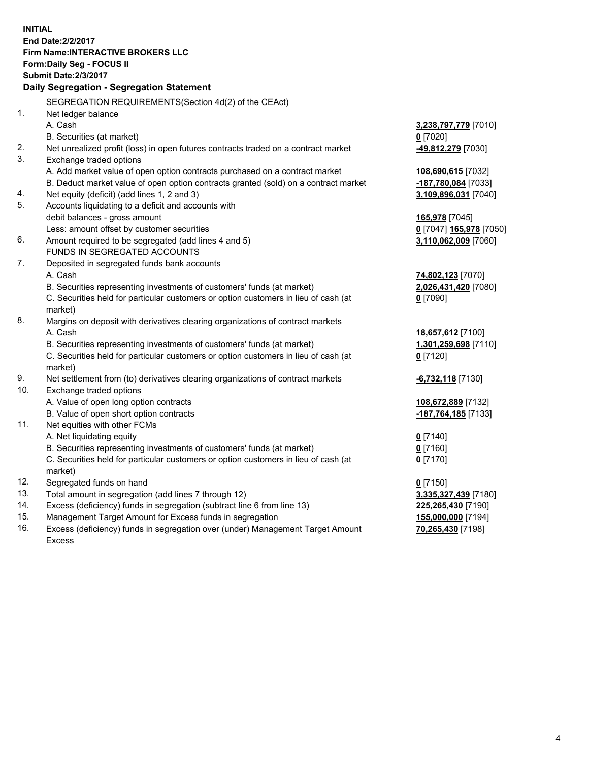**INITIAL**
**End Date:2/2/2017**
**Firm Name:INTERACTIVE BROKERS LLC**
**Form:Daily Seg - FOCUS II**
**Submit Date:2/3/2017**

**Daily Segregation - Segregation Statement**

| | | |
|---|---|---|
| | SEGREGATION REQUIREMENTS(Section 4d(2) of the CEAct) | |
| 1. | Net ledger balance | |
| | A. Cash | **3,238,797,779** [7010] |
| | B. Securities (at market) | **0** [7020] |
| 2. | Net unrealized profit (loss) in open futures contracts traded on a contract market | **-49,812,279** [7030] |
| 3. | Exchange traded options | |
| | A. Add market value of open option contracts purchased on a contract market | **108,690,615** [7032] |
| | B. Deduct market value of open option contracts granted (sold) on a contract market | **-187,780,084** [7033] |
| 4. | Net equity (deficit) (add lines 1, 2 and 3) | **3,109,896,031** [7040] |
| 5. | Accounts liquidating to a deficit and accounts with | |
| | debit balances - gross amount | **165,978** [7045] |
| | Less: amount offset by customer securities | **0** [7047] **165,978** [7050] |
| 6. | Amount required to be segregated (add lines 4 and 5) | **3,110,062,009** [7060] |
| | FUNDS IN SEGREGATED ACCOUNTS | |
| 7. | Deposited in segregated funds bank accounts | |
| | A. Cash | **74,802,123** [7070] |
| | B. Securities representing investments of customers' funds (at market) | **2,026,431,420** [7080] |
| | C. Securities held for particular customers or option customers in lieu of cash (at market) | **0** [7090] |
| 8. | Margins on deposit with derivatives clearing organizations of contract markets | |
| | A. Cash | **18,657,612** [7100] |
| | B. Securities representing investments of customers' funds (at market) | **1,301,259,698** [7110] |
| | C. Securities held for particular customers or option customers in lieu of cash (at market) | **0** [7120] |
| 9. | Net settlement from (to) derivatives clearing organizations of contract markets | **-6,732,118** [7130] |
| 10. | Exchange traded options | |
| | A. Value of open long option contracts | **108,672,889** [7132] |
| | B. Value of open short option contracts | **-187,764,185** [7133] |
| 11. | Net equities with other FCMs | |
| | A. Net liquidating equity | **0** [7140] |
| | B. Securities representing investments of customers' funds (at market) | **0** [7160] |
| | C. Securities held for particular customers or option customers in lieu of cash (at market) | **0** [7170] |
| 12. | Segregated funds on hand | **0** [7150] |
| 13. | Total amount in segregation (add lines 7 through 12) | **3,335,327,439** [7180] |
| 14. | Excess (deficiency) funds in segregation (subtract line 6 from line 13) | **225,265,430** [7190] |
| 15. | Management Target Amount for Excess funds in segregation | **155,000,000** [7194] |
| 16. | Excess (deficiency) funds in segregation over (under) Management Target Amount Excess | **70,265,430** [7198] |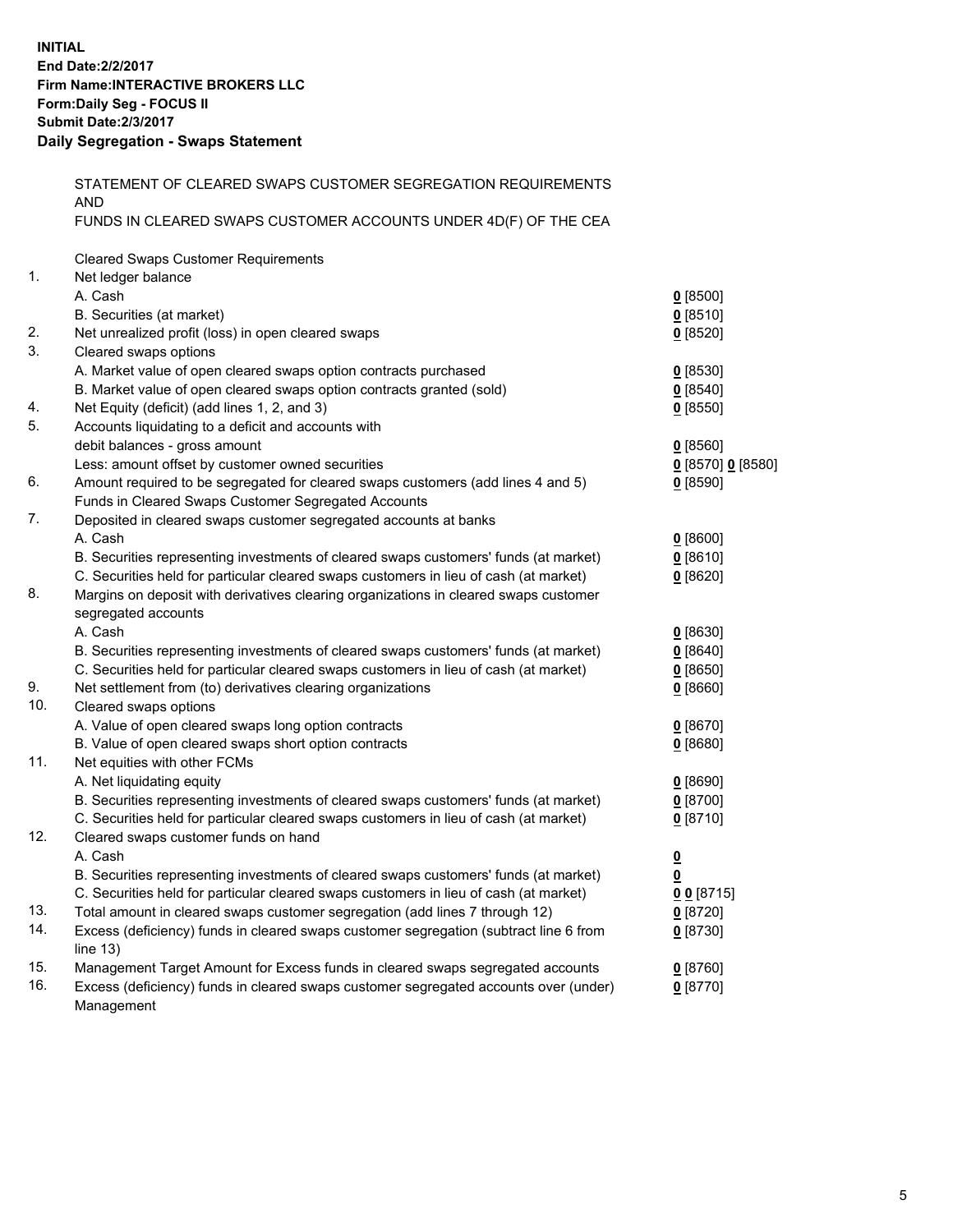**INITIAL**
**End Date:2/2/2017**
**Firm Name:INTERACTIVE BROKERS LLC**
**Form:Daily Seg - FOCUS II**
**Submit Date:2/3/2017**
**Daily Segregation - Swaps Statement**

STATEMENT OF CLEARED SWAPS CUSTOMER SEGREGATION REQUIREMENTS AND FUNDS IN CLEARED SWAPS CUSTOMER ACCOUNTS UNDER 4D(F) OF THE CEA

| | | |
|---|---|---|
| | Cleared Swaps Customer Requirements | |
| 1. | Net ledger balance | |
| | A. Cash | 0 [8500] |
| | B. Securities (at market) | 0 [8510] |
| 2. | Net unrealized profit (loss) in open cleared swaps | 0 [8520] |
| 3. | Cleared swaps options | |
| | A. Market value of open cleared swaps option contracts purchased | 0 [8530] |
| | B. Market value of open cleared swaps option contracts granted (sold) | 0 [8540] |
| 4. | Net Equity (deficit) (add lines 1, 2, and 3) | 0 [8550] |
| 5. | Accounts liquidating to a deficit and accounts with debit balances - gross amount | 0 [8560] |
| | Less: amount offset by customer owned securities | 0 [8570] 0 [8580] |
| 6. | Amount required to be segregated for cleared swaps customers (add lines 4 and 5) | 0 [8590] |
| | Funds in Cleared Swaps Customer Segregated Accounts | |
| 7. | Deposited in cleared swaps customer segregated accounts at banks | |
| | A. Cash | 0 [8600] |
| | B. Securities representing investments of cleared swaps customers' funds (at market) | 0 [8610] |
| | C. Securities held for particular cleared swaps customers in lieu of cash (at market) | 0 [8620] |
| 8. | Margins on deposit with derivatives clearing organizations in cleared swaps customer segregated accounts | |
| | A. Cash | 0 [8630] |
| | B. Securities representing investments of cleared swaps customers' funds (at market) | 0 [8640] |
| | C. Securities held for particular cleared swaps customers in lieu of cash (at market) | 0 [8650] |
| 9. | Net settlement from (to) derivatives clearing organizations | 0 [8660] |
| 10. | Cleared swaps options | |
| | A. Value of open cleared swaps long option contracts | 0 [8670] |
| | B. Value of open cleared swaps short option contracts | 0 [8680] |
| 11. | Net equities with other FCMs | |
| | A. Net liquidating equity | 0 [8690] |
| | B. Securities representing investments of cleared swaps customers' funds (at market) | 0 [8700] |
| | C. Securities held for particular cleared swaps customers in lieu of cash (at market) | 0 [8710] |
| 12. | Cleared swaps customer funds on hand | |
| | A. Cash | 0 |
| | B. Securities representing investments of cleared swaps customers' funds (at market) | 0 |
| | C. Securities held for particular cleared swaps customers in lieu of cash (at market) | 0 0 [8715] |
| 13. | Total amount in cleared swaps customer segregation (add lines 7 through 12) | 0 [8720] |
| 14. | Excess (deficiency) funds in cleared swaps customer segregation (subtract line 6 from line 13) | 0 [8730] |
| 15. | Management Target Amount for Excess funds in cleared swaps segregated accounts | 0 [8760] |
| 16. | Excess (deficiency) funds in cleared swaps customer segregated accounts over (under) Management | 0 [8770] |